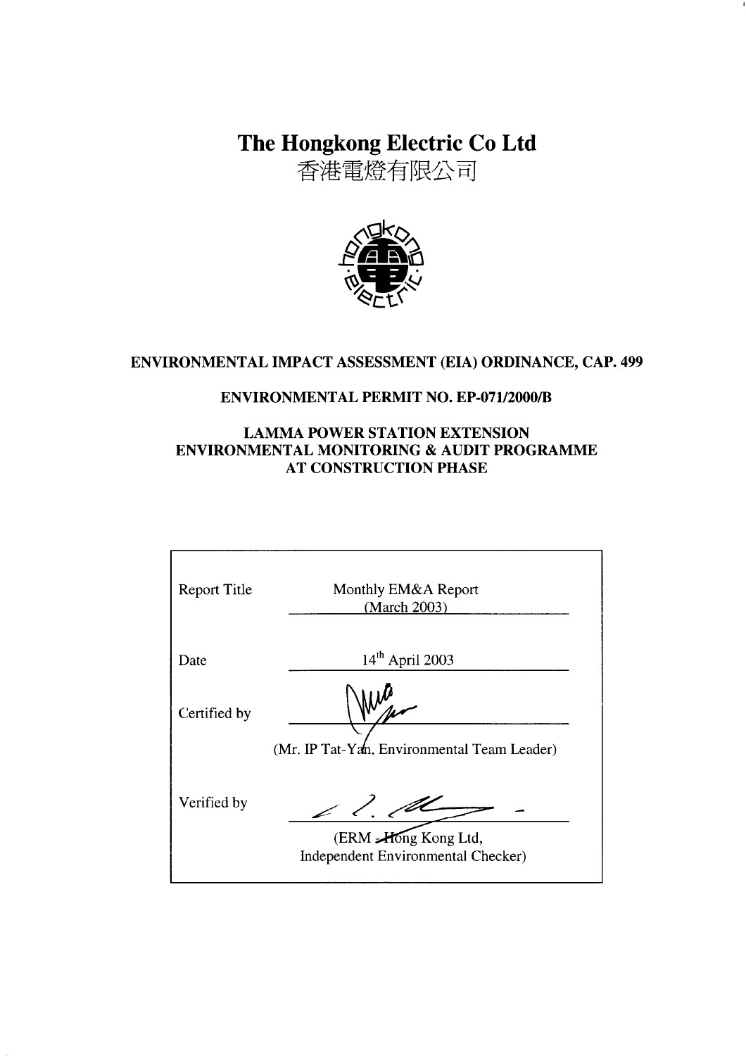# The Hongkong Electric Co Ltd

香港電燈有限公司

**ENVIRONMENTAL IMPACT ASSESSMENT (EIA) ORDINANCE, CAP. 499**

**ENVIRONMENTAL PERMIT NO. EP-071/2000/B**

**LAMMA POWER STATION EXTENSION**
**ENVIRONMENTAL MONITORING & AUDIT PROGRAMME**
**AT CONSTRUCTION PHASE**

| | |
|---|---|
| Report Title | Monthly EM&A Report (March 2003) |
| Date | 14th April 2003 |
| Certified by | (Mr. IP Tat-Yan, Environmental Team Leader) |
| Verified by | (ERM - Hong Kong Ltd, Independent Environmental Checker) |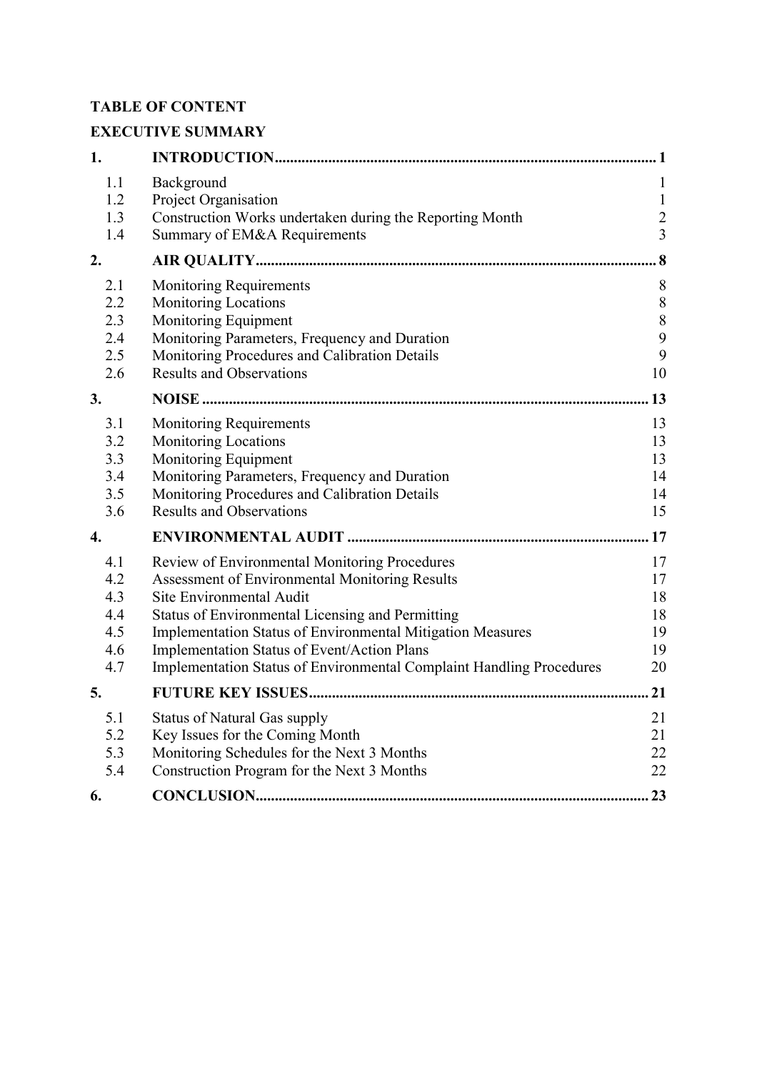**TABLE OF CONTENT**

**EXECUTIVE SUMMARY**

| | | |
|---|---|---|
| **1.** | **INTRODUCTION** | **1** |
| 1.1 | Background | 1 |
| 1.2 | Project Organisation | 1 |
| 1.3 | Construction Works undertaken during the Reporting Month | 2 |
| 1.4 | Summary of EM&A Requirements | 3 |
| **2.** | **AIR QUALITY** | **8** |
| 2.1 | Monitoring Requirements | 8 |
| 2.2 | Monitoring Locations | 8 |
| 2.3 | Monitoring Equipment | 8 |
| 2.4 | Monitoring Parameters, Frequency and Duration | 9 |
| 2.5 | Monitoring Procedures and Calibration Details | 9 |
| 2.6 | Results and Observations | 10 |
| **3.** | **NOISE** | **13** |
| 3.1 | Monitoring Requirements | 13 |
| 3.2 | Monitoring Locations | 13 |
| 3.3 | Monitoring Equipment | 13 |
| 3.4 | Monitoring Parameters, Frequency and Duration | 14 |
| 3.5 | Monitoring Procedures and Calibration Details | 14 |
| 3.6 | Results and Observations | 15 |
| **4.** | **ENVIRONMENTAL AUDIT** | **17** |
| 4.1 | Review of Environmental Monitoring Procedures | 17 |
| 4.2 | Assessment of Environmental Monitoring Results | 17 |
| 4.3 | Site Environmental Audit | 18 |
| 4.4 | Status of Environmental Licensing and Permitting | 18 |
| 4.5 | Implementation Status of Environmental Mitigation Measures | 19 |
| 4.6 | Implementation Status of Event/Action Plans | 19 |
| 4.7 | Implementation Status of Environmental Complaint Handling Procedures | 20 |
| **5.** | **FUTURE KEY ISSUES** | **21** |
| 5.1 | Status of Natural Gas supply | 21 |
| 5.2 | Key Issues for the Coming Month | 21 |
| 5.3 | Monitoring Schedules for the Next 3 Months | 22 |
| 5.4 | Construction Program for the Next 3 Months | 22 |
| **6.** | **CONCLUSION** | **23** |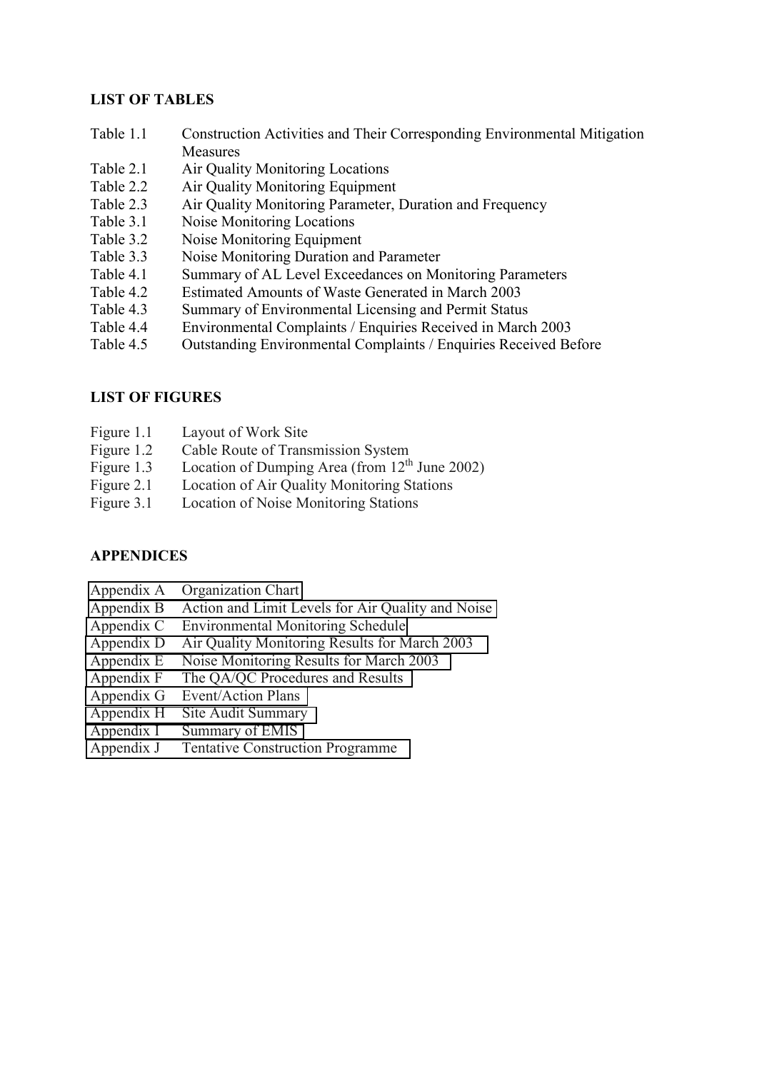**LIST OF TABLES**

| | |
|---|---|
| Table 1.1 | Construction Activities and Their Corresponding Environmental Mitigation Measures |
| Table 2.1 | Air Quality Monitoring Locations |
| Table 2.2 | Air Quality Monitoring Equipment |
| Table 2.3 | Air Quality Monitoring Parameter, Duration and Frequency |
| Table 3.1 | Noise Monitoring Locations |
| Table 3.2 | Noise Monitoring Equipment |
| Table 3.3 | Noise Monitoring Duration and Parameter |
| Table 4.1 | Summary of AL Level Exceedances on Monitoring Parameters |
| Table 4.2 | Estimated Amounts of Waste Generated in March 2003 |
| Table 4.3 | Summary of Environmental Licensing and Permit Status |
| Table 4.4 | Environmental Complaints / Enquiries Received in March 2003 |
| Table 4.5 | Outstanding Environmental Complaints / Enquiries Received Before |

**LIST OF FIGURES**

| | |
|---|---|
| Figure 1.1 | Layout of Work Site |
| Figure 1.2 | Cable Route of Transmission System |
| Figure 1.3 | Location of Dumping Area (from 12th June 2002) |
| Figure 2.1 | Location of Air Quality Monitoring Stations |
| Figure 3.1 | Location of Noise Monitoring Stations |

**APPENDICES**

| | |
|---|---|
| Appendix A | Organization Chart |
| Appendix B | Action and Limit Levels for Air Quality and Noise |
| Appendix C | Environmental Monitoring Schedule |
| Appendix D | Air Quality Monitoring Results for March 2003 |
| Appendix E | Noise Monitoring Results for March 2003 |
| Appendix F | The QA/QC Procedures and Results |
| Appendix G | Event/Action Plans |
| Appendix H | Site Audit Summary |
| Appendix I | Summary of EMIS |
| Appendix J | Tentative Construction Programme |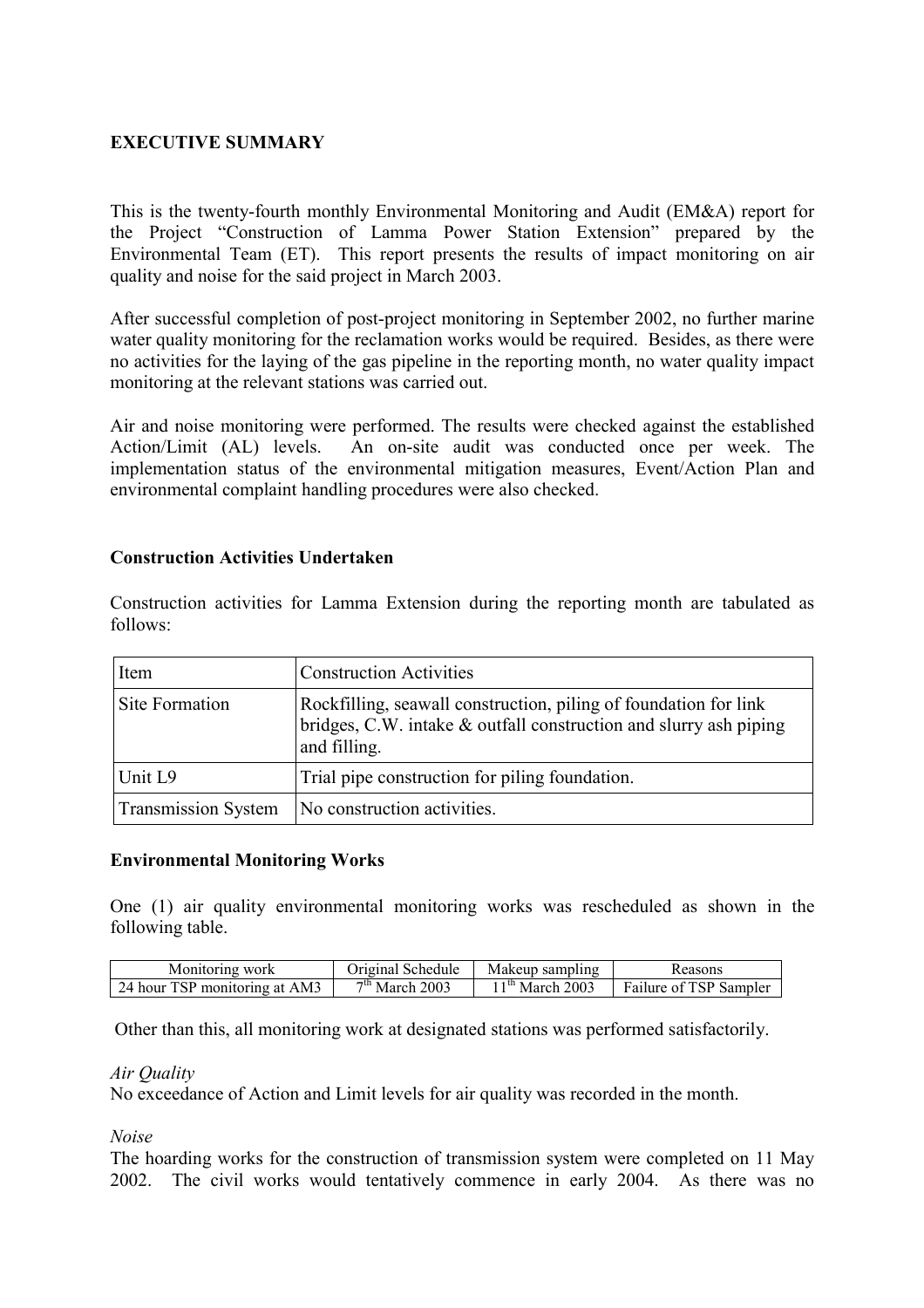**EXECUTIVE SUMMARY**

This is the twenty-fourth monthly Environmental Monitoring and Audit (EM&A) report for the Project "Construction of Lamma Power Station Extension" prepared by the Environmental Team (ET). This report presents the results of impact monitoring on air quality and noise for the said project in March 2003.

After successful completion of post-project monitoring in September 2002, no further marine water quality monitoring for the reclamation works would be required. Besides, as there were no activities for the laying of the gas pipeline in the reporting month, no water quality impact monitoring at the relevant stations was carried out.

Air and noise monitoring were performed. The results were checked against the established Action/Limit (AL) levels. An on-site audit was conducted once per week. The implementation status of the environmental mitigation measures, Event/Action Plan and environmental complaint handling procedures were also checked.

**Construction Activities Undertaken**

Construction activities for Lamma Extension during the reporting month are tabulated as follows:

| Item | Construction Activities |
|---|---|
| Site Formation | Rockfilling, seawall construction, piling of foundation for link bridges, C.W. intake & outfall construction and slurry ash piping and filling. |
| Unit L9 | Trial pipe construction for piling foundation. |
| Transmission System | No construction activities. |

**Environmental Monitoring Works**

One (1) air quality environmental monitoring works was rescheduled as shown in the following table.

| Monitoring work | Original Schedule | Makeup sampling | Reasons |
|---|---|---|---|
| 24 hour TSP monitoring at AM3 | 7th March 2003 | 11th March 2003 | Failure of TSP Sampler |

Other than this, all monitoring work at designated stations was performed satisfactorily.

*Air Quality*
No exceedance of Action and Limit levels for air quality was recorded in the month.

*Noise*
The hoarding works for the construction of transmission system were completed on 11 May 2002. The civil works would tentatively commence in early 2004. As there was no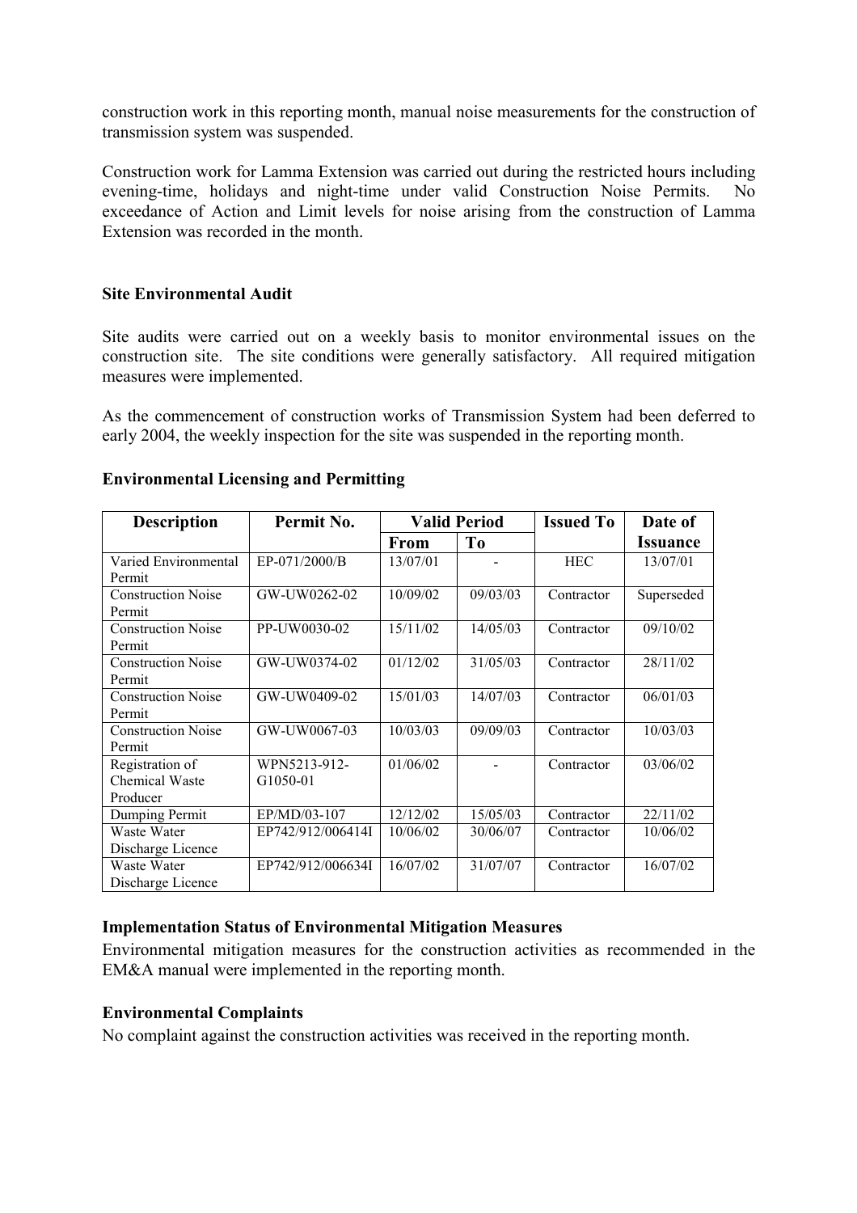construction work in this reporting month, manual noise measurements for the construction of transmission system was suspended.

Construction work for Lamma Extension was carried out during the restricted hours including evening-time, holidays and night-time under valid Construction Noise Permits. No exceedance of Action and Limit levels for noise arising from the construction of Lamma Extension was recorded in the month.

**Site Environmental Audit**

Site audits were carried out on a weekly basis to monitor environmental issues on the construction site. The site conditions were generally satisfactory. All required mitigation measures were implemented.

As the commencement of construction works of Transmission System had been deferred to early 2004, the weekly inspection for the site was suspended in the reporting month.

**Environmental Licensing and Permitting**

| Description | Permit No. | Valid Period | | Issued To | Date of Issuance |
|---|---|---|---|---|---|
| | | From | To | | |
| Varied Environmental Permit | EP-071/2000/B | 13/07/01 | - | HEC | 13/07/01 |
| Construction Noise Permit | GW-UW0262-02 | 10/09/02 | 09/03/03 | Contractor | Superseded |
| Construction Noise Permit | PP-UW0030-02 | 15/11/02 | 14/05/03 | Contractor | 09/10/02 |
| Construction Noise Permit | GW-UW0374-02 | 01/12/02 | 31/05/03 | Contractor | 28/11/02 |
| Construction Noise Permit | GW-UW0409-02 | 15/01/03 | 14/07/03 | Contractor | 06/01/03 |
| Construction Noise Permit | GW-UW0067-03 | 10/03/03 | 09/09/03 | Contractor | 10/03/03 |
| Registration of Chemical Waste Producer | WPN5213-912-G1050-01 | 01/06/02 | - | Contractor | 03/06/02 |
| Dumping Permit | EP/MD/03-107 | 12/12/02 | 15/05/03 | Contractor | 22/11/02 |
| Waste Water Discharge Licence | EP742/912/006414I | 10/06/02 | 30/06/07 | Contractor | 10/06/02 |
| Waste Water Discharge Licence | EP742/912/006634I | 16/07/02 | 31/07/07 | Contractor | 16/07/02 |

**Implementation Status of Environmental Mitigation Measures**

Environmental mitigation measures for the construction activities as recommended in the EM&A manual were implemented in the reporting month.

**Environmental Complaints**

No complaint against the construction activities was received in the reporting month.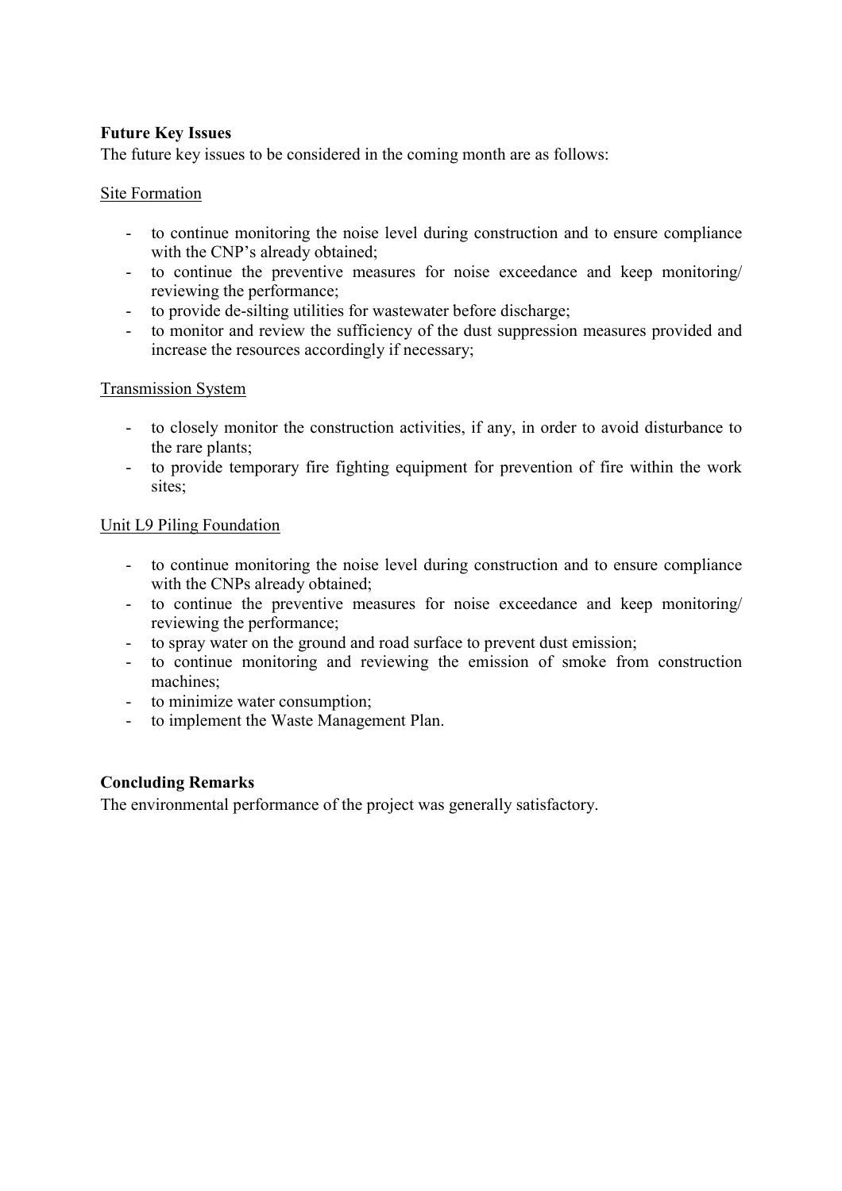**Future Key Issues**

The future key issues to be considered in the coming month are as follows:

Site Formation

- to continue monitoring the noise level during construction and to ensure compliance with the CNP's already obtained;
- to continue the preventive measures for noise exceedance and keep monitoring/ reviewing the performance;
- to provide de-silting utilities for wastewater before discharge;
- to monitor and review the sufficiency of the dust suppression measures provided and increase the resources accordingly if necessary;

Transmission System

- to closely monitor the construction activities, if any, in order to avoid disturbance to the rare plants;
- to provide temporary fire fighting equipment for prevention of fire within the work sites;

Unit L9 Piling Foundation

- to continue monitoring the noise level during construction and to ensure compliance with the CNPs already obtained;
- to continue the preventive measures for noise exceedance and keep monitoring/ reviewing the performance;
- to spray water on the ground and road surface to prevent dust emission;
- to continue monitoring and reviewing the emission of smoke from construction machines;
- to minimize water consumption;
- to implement the Waste Management Plan.

**Concluding Remarks**

The environmental performance of the project was generally satisfactory.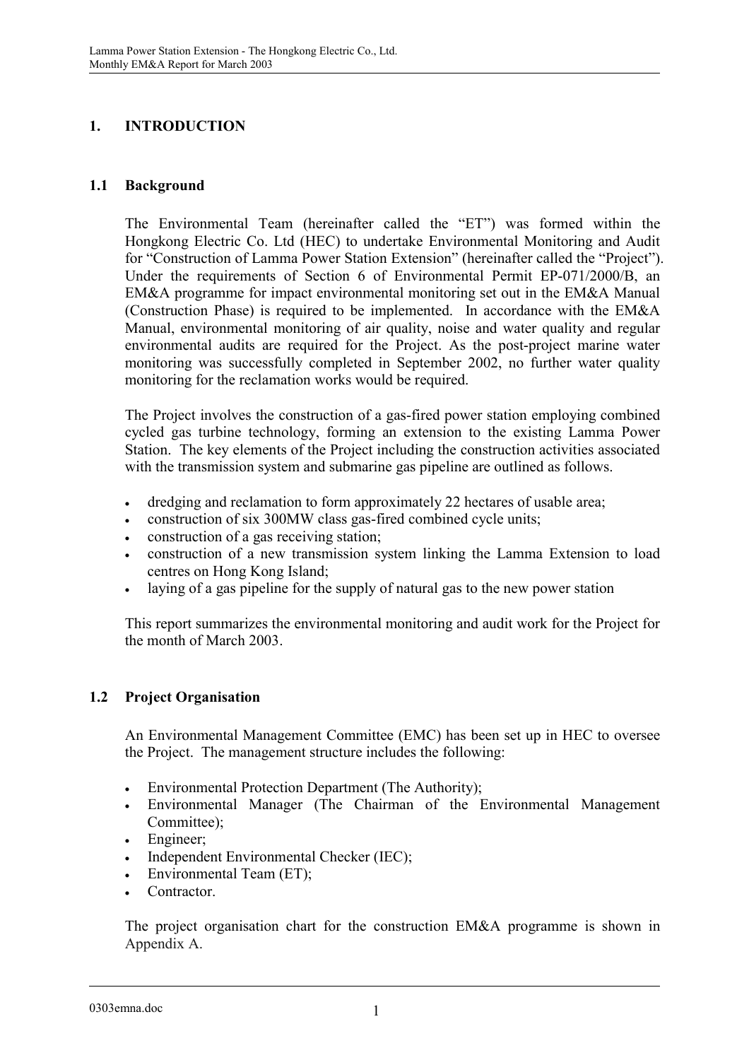# 1. INTRODUCTION

## 1.1 Background

The Environmental Team (hereinafter called the "ET") was formed within the Hongkong Electric Co. Ltd (HEC) to undertake Environmental Monitoring and Audit for "Construction of Lamma Power Station Extension" (hereinafter called the "Project"). Under the requirements of Section 6 of Environmental Permit EP-071/2000/B, an EM&A programme for impact environmental monitoring set out in the EM&A Manual (Construction Phase) is required to be implemented. In accordance with the EM&A Manual, environmental monitoring of air quality, noise and water quality and regular environmental audits are required for the Project. As the post-project marine water monitoring was successfully completed in September 2002, no further water quality monitoring for the reclamation works would be required.

The Project involves the construction of a gas-fired power station employing combined cycled gas turbine technology, forming an extension to the existing Lamma Power Station. The key elements of the Project including the construction activities associated with the transmission system and submarine gas pipeline are outlined as follows.

- dredging and reclamation to form approximately 22 hectares of usable area;
- construction of six 300MW class gas-fired combined cycle units;
- construction of a gas receiving station;
- construction of a new transmission system linking the Lamma Extension to load centres on Hong Kong Island;
- laying of a gas pipeline for the supply of natural gas to the new power station

This report summarizes the environmental monitoring and audit work for the Project for the month of March 2003.

## 1.2 Project Organisation

An Environmental Management Committee (EMC) has been set up in HEC to oversee the Project. The management structure includes the following:

- Environmental Protection Department (The Authority);
- Environmental Manager (The Chairman of the Environmental Management Committee);
- Engineer;
- Independent Environmental Checker (IEC);
- Environmental Team (ET);
- Contractor.

The project organisation chart for the construction EM&A programme is shown in Appendix A.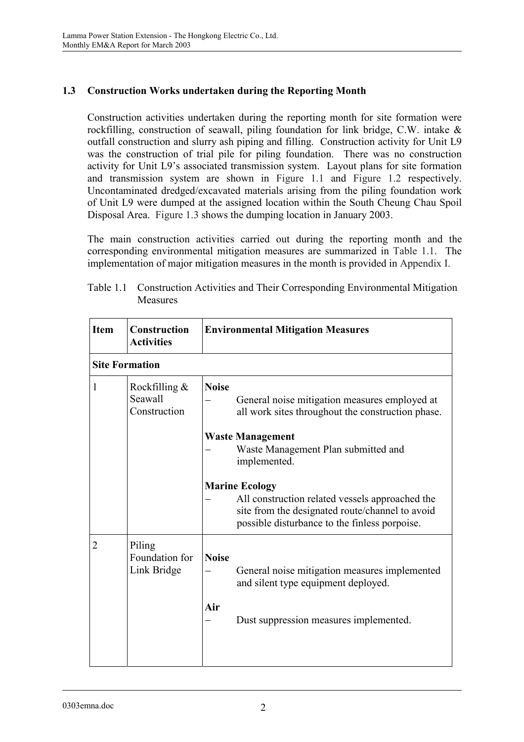## 1.3 Construction Works undertaken during the Reporting Month

Construction activities undertaken during the reporting month for site formation were rockfilling, construction of seawall, piling foundation for link bridge, C.W. intake & outfall construction and slurry ash piping and filling. Construction activity for Unit L9 was the construction of trial pile for piling foundation. There was no construction activity for Unit L9's associated transmission system. Layout plans for site formation and transmission system are shown in Figure 1.1 and Figure 1.2 respectively. Uncontaminated dredged/excavated materials arising from the piling foundation work of Unit L9 were dumped at the assigned location within the South Cheung Chau Spoil Disposal Area. Figure 1.3 shows the dumping location in January 2003.

The main construction activities carried out during the reporting month and the corresponding environmental mitigation measures are summarized in Table 1.1. The implementation of major mitigation measures in the month is provided in Appendix I.

Table 1.1 Construction Activities and Their Corresponding Environmental Mitigation Measures

| Item | Construction Activities | Environmental Mitigation Measures |
|---|---|---|
| **Site Formation** | | |
| 1 | Rockfilling & Seawall Construction | **Noise**<br>– General noise mitigation measures employed at all work sites throughout the construction phase.<br><br>**Waste Management**<br>– Waste Management Plan submitted and implemented.<br><br>**Marine Ecology**<br>– All construction related vessels approached the site from the designated route/channel to avoid possible disturbance to the finless porpoise. |
| 2 | Piling Foundation for Link Bridge | **Noise**<br>– General noise mitigation measures implemented and silent type equipment deployed.<br><br>**Air**<br>– Dust suppression measures implemented. |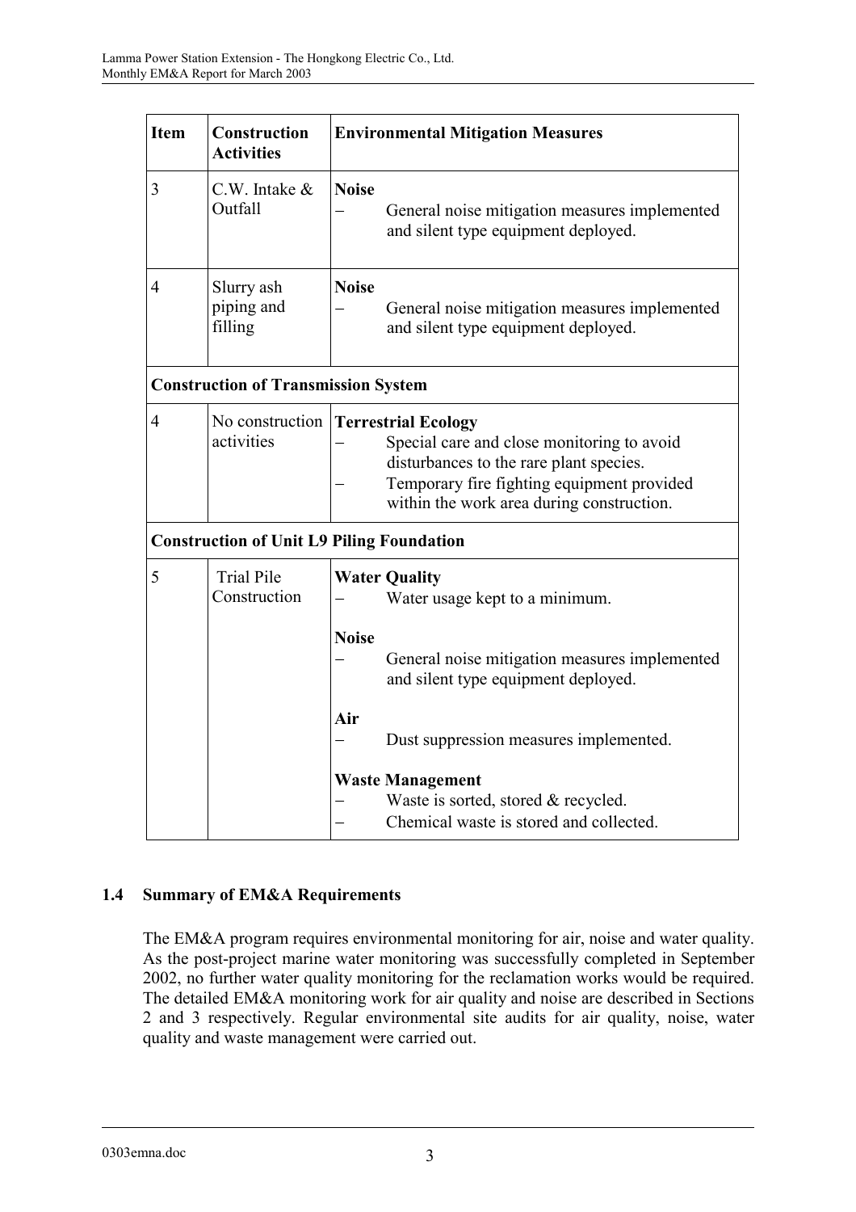| Item | Construction Activities | Environmental Mitigation Measures |
|---|---|---|
| 3 | C.W. Intake & Outfall | **Noise**<br>– General noise mitigation measures implemented and silent type equipment deployed. |
| 4 | Slurry ash piping and filling | **Noise**<br>– General noise mitigation measures implemented and silent type equipment deployed. |
| **Construction of Transmission System** | | |
| 4 | No construction activities | **Terrestrial Ecology**<br>– Special care and close monitoring to avoid disturbances to the rare plant species.<br>– Temporary fire fighting equipment provided within the work area during construction. |
| **Construction of Unit L9 Piling Foundation** | | |
| 5 | Trial Pile Construction | **Water Quality**<br>– Water usage kept to a minimum.<br><br>**Noise**<br>– General noise mitigation measures implemented and silent type equipment deployed.<br><br>**Air**<br>– Dust suppression measures implemented.<br><br>**Waste Management**<br>– Waste is sorted, stored & recycled.<br>– Chemical waste is stored and collected. |

### 1.4 Summary of EM&A Requirements

The EM&A program requires environmental monitoring for air, noise and water quality. As the post-project marine water monitoring was successfully completed in September 2002, no further water quality monitoring for the reclamation works would be required. The detailed EM&A monitoring work for air quality and noise are described in Sections 2 and 3 respectively. Regular environmental site audits for air quality, noise, water quality and waste management were carried out.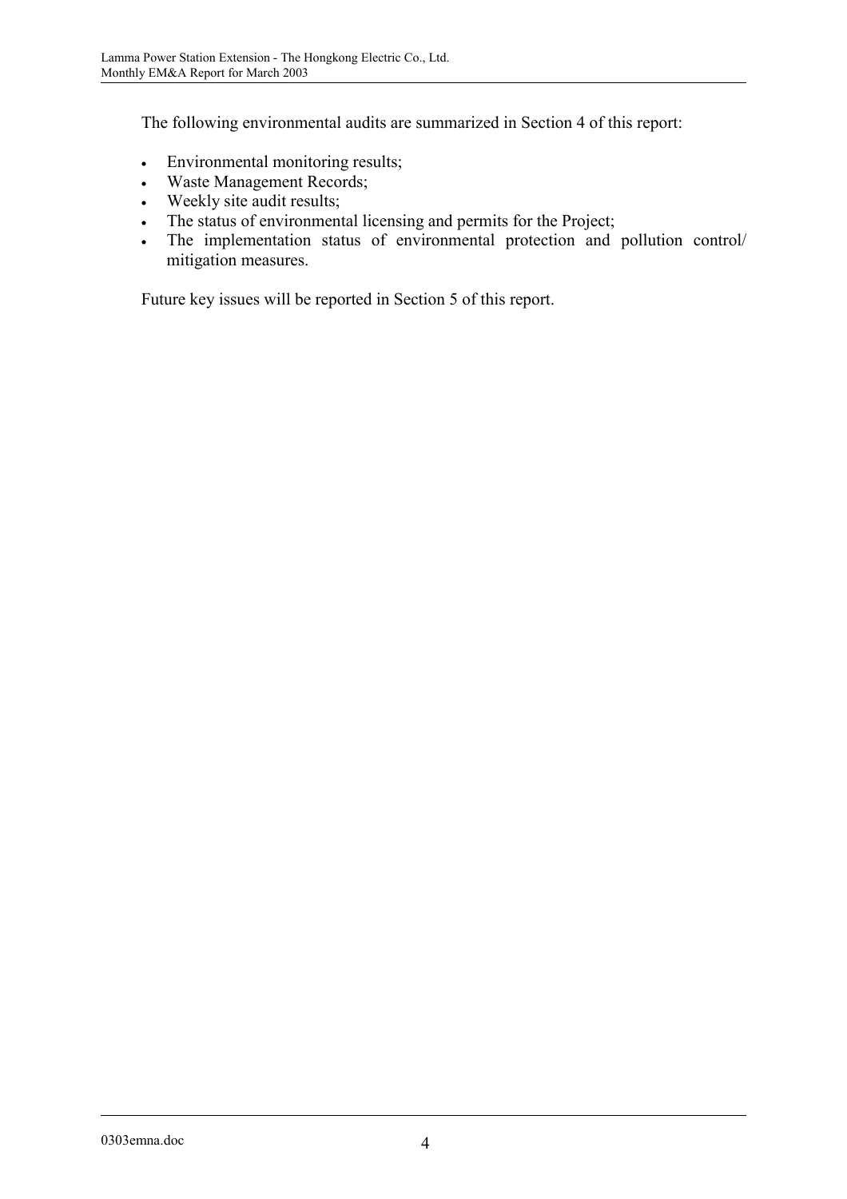The following environmental audits are summarized in Section 4 of this report:

- Environmental monitoring results;
- Waste Management Records;
- Weekly site audit results;
- The status of environmental licensing and permits for the Project;
- The implementation status of environmental protection and pollution control/ mitigation measures.

Future key issues will be reported in Section 5 of this report.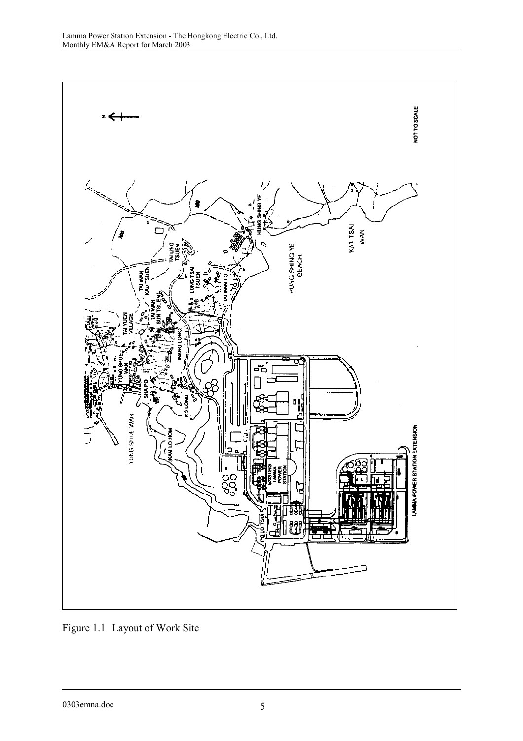Figure 1.1 Layout of Work Site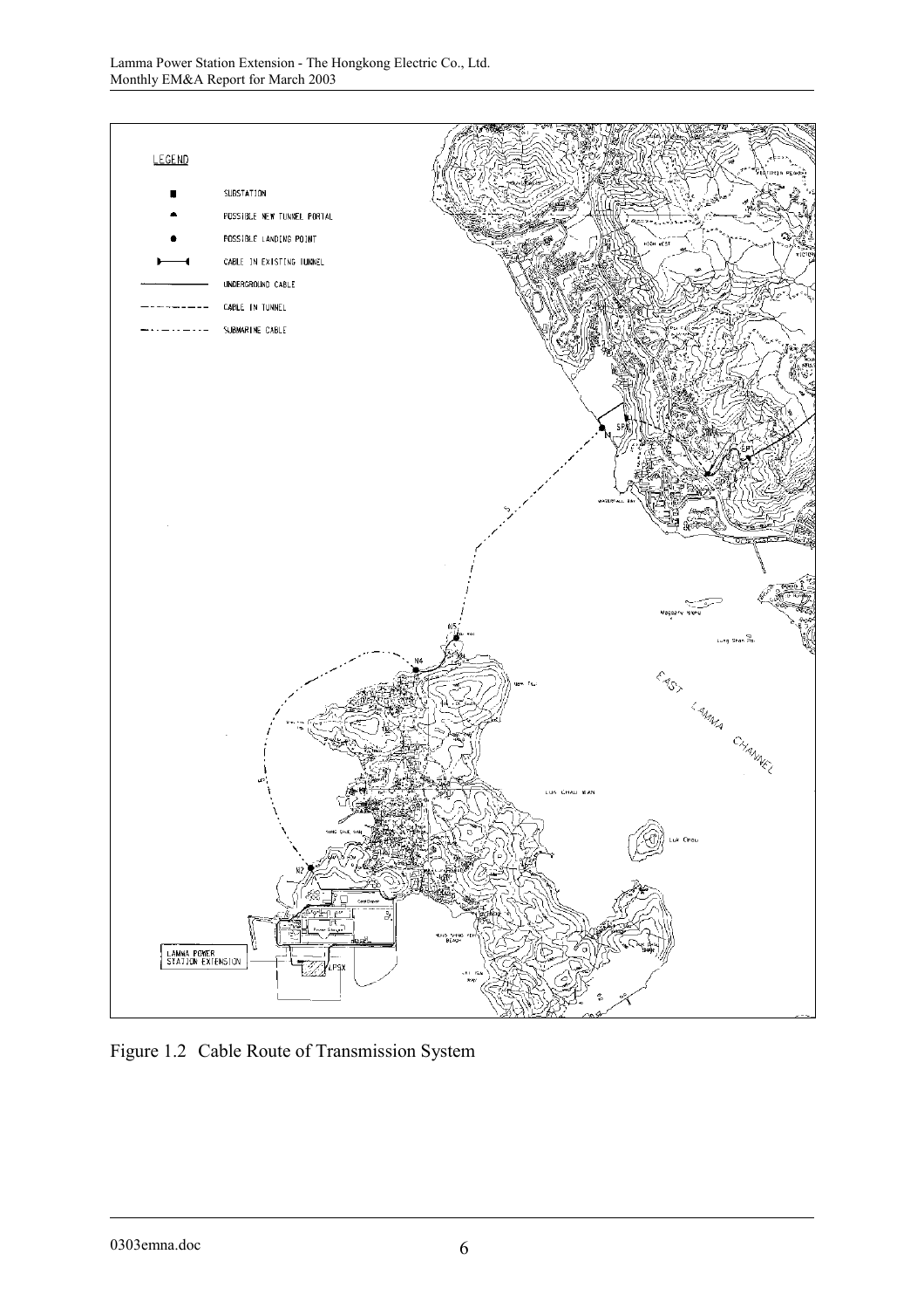Figure 1.2 Cable Route of Transmission System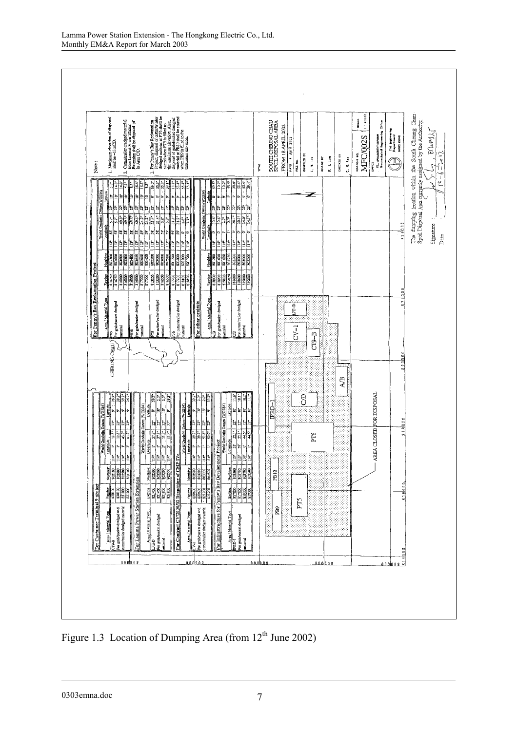Figure 1.3 Location of Dumping Area (from 12[th] June 2002)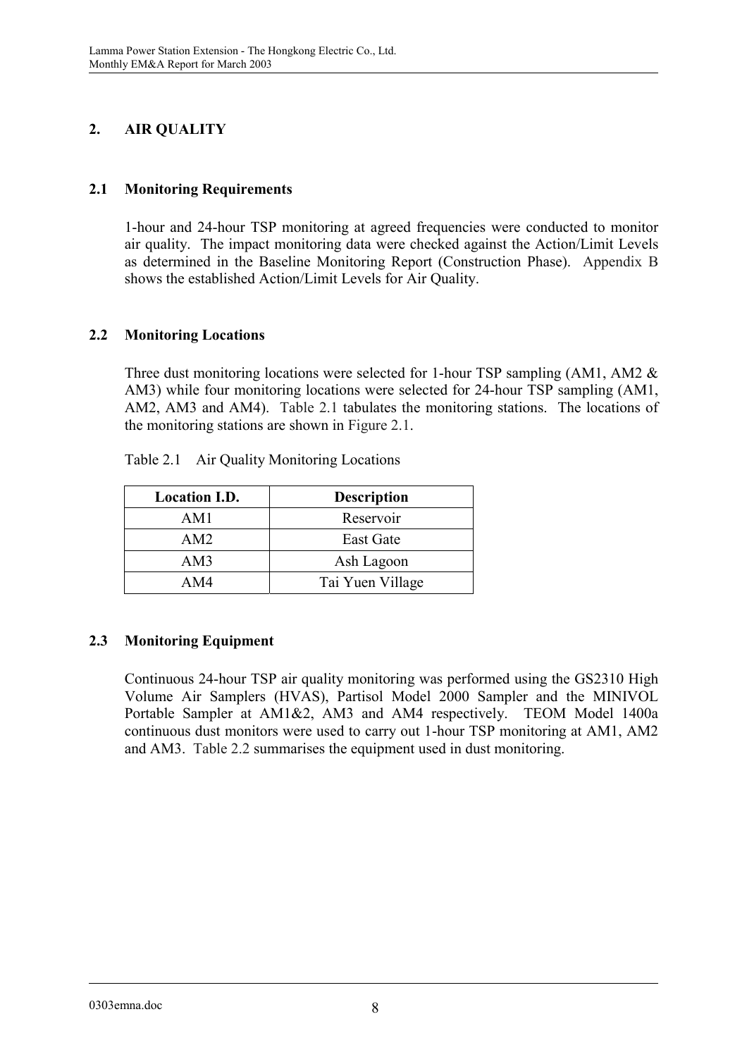## 2. AIR QUALITY

### 2.1 Monitoring Requirements

1-hour and 24-hour TSP monitoring at agreed frequencies were conducted to monitor air quality. The impact monitoring data were checked against the Action/Limit Levels as determined in the Baseline Monitoring Report (Construction Phase). Appendix B shows the established Action/Limit Levels for Air Quality.

### 2.2 Monitoring Locations

Three dust monitoring locations were selected for 1-hour TSP sampling (AM1, AM2 & AM3) while four monitoring locations were selected for 24-hour TSP sampling (AM1, AM2, AM3 and AM4). Table 2.1 tabulates the monitoring stations. The locations of the monitoring stations are shown in Figure 2.1.

Table 2.1 Air Quality Monitoring Locations

| Location I.D. | Description |
|---|---|
| AM1 | Reservoir |
| AM2 | East Gate |
| AM3 | Ash Lagoon |
| AM4 | Tai Yuen Village |

### 2.3 Monitoring Equipment

Continuous 24-hour TSP air quality monitoring was performed using the GS2310 High Volume Air Samplers (HVAS), Partisol Model 2000 Sampler and the MINIVOL Portable Sampler at AM1&2, AM3 and AM4 respectively. TEOM Model 1400a continuous dust monitors were used to carry out 1-hour TSP monitoring at AM1, AM2 and AM3. Table 2.2 summarises the equipment used in dust monitoring.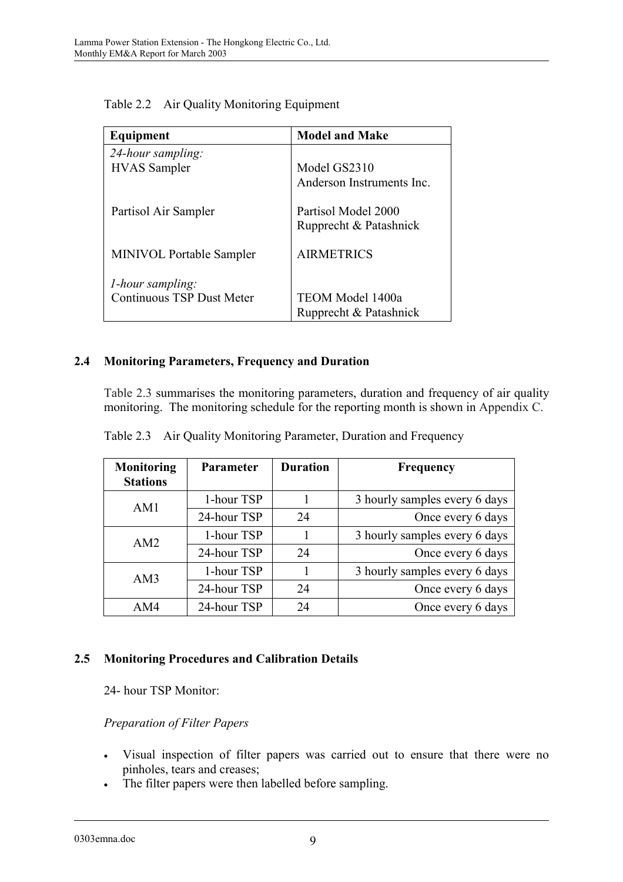Table 2.2 Air Quality Monitoring Equipment

| Equipment | Model and Make |
| --- | --- |
| *24-hour sampling:* | |
| HVAS Sampler | Model GS2310<br>Anderson Instruments Inc. |
| Partisol Air Sampler | Partisol Model 2000<br>Rupprecht & Patashnick |
| MINIVOL Portable Sampler | AIRMETRICS |
| *1-hour sampling:* | |
| Continuous TSP Dust Meter | TEOM Model 1400a<br>Rupprecht & Patashnick |

## 2.4 Monitoring Parameters, Frequency and Duration

Table 2.3 summarises the monitoring parameters, duration and frequency of air quality monitoring. The monitoring schedule for the reporting month is shown in Appendix C.

Table 2.3 Air Quality Monitoring Parameter, Duration and Frequency

| Monitoring Stations | Parameter | Duration | Frequency |
| --- | --- | --- | --- |
| AM1 | 1-hour TSP | 1 | 3 hourly samples every 6 days |
| | 24-hour TSP | 24 | Once every 6 days |
| AM2 | 1-hour TSP | 1 | 3 hourly samples every 6 days |
| | 24-hour TSP | 24 | Once every 6 days |
| AM3 | 1-hour TSP | 1 | 3 hourly samples every 6 days |
| | 24-hour TSP | 24 | Once every 6 days |
| AM4 | 24-hour TSP | 24 | Once every 6 days |

## 2.5 Monitoring Procedures and Calibration Details

24- hour TSP Monitor:

*Preparation of Filter Papers*

- Visual inspection of filter papers was carried out to ensure that there were no pinholes, tears and creases;
- The filter papers were then labelled before sampling.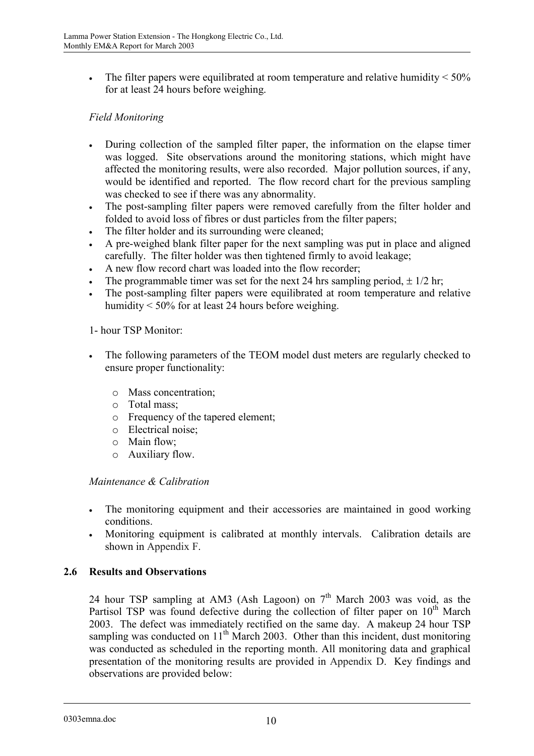- The filter papers were equilibrated at room temperature and relative humidity < 50% for at least 24 hours before weighing.

*Field Monitoring*

- During collection of the sampled filter paper, the information on the elapse timer was logged. Site observations around the monitoring stations, which might have affected the monitoring results, were also recorded. Major pollution sources, if any, would be identified and reported. The flow record chart for the previous sampling was checked to see if there was any abnormality.
- The post-sampling filter papers were removed carefully from the filter holder and folded to avoid loss of fibres or dust particles from the filter papers;
- The filter holder and its surrounding were cleaned;
- A pre-weighed blank filter paper for the next sampling was put in place and aligned carefully. The filter holder was then tightened firmly to avoid leakage;
- A new flow record chart was loaded into the flow recorder;
- The programmable timer was set for the next 24 hrs sampling period, ± 1/2 hr;
- The post-sampling filter papers were equilibrated at room temperature and relative humidity < 50% for at least 24 hours before weighing.

1- hour TSP Monitor:

- The following parameters of the TEOM model dust meters are regularly checked to ensure proper functionality:
    - Mass concentration;
    - Total mass;
    - Frequency of the tapered element;
    - Electrical noise;
    - Main flow;
    - Auxiliary flow.

*Maintenance & Calibration*

- The monitoring equipment and their accessories are maintained in good working conditions.
- Monitoring equipment is calibrated at monthly intervals. Calibration details are shown in Appendix F.

## 2.6 Results and Observations

24 hour TSP sampling at AM3 (Ash Lagoon) on 7th March 2003 was void, as the Partisol TSP was found defective during the collection of filter paper on 10th March 2003. The defect was immediately rectified on the same day. A makeup 24 hour TSP sampling was conducted on 11th March 2003. Other than this incident, dust monitoring was conducted as scheduled in the reporting month. All monitoring data and graphical presentation of the monitoring results are provided in Appendix D. Key findings and observations are provided below: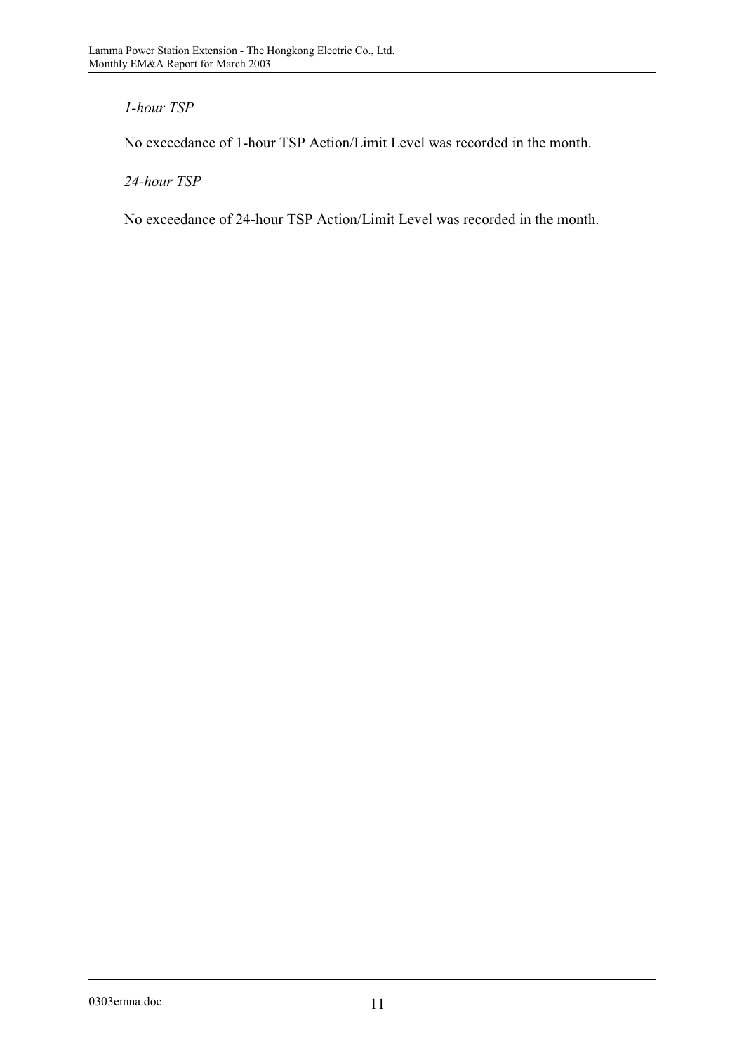*1-hour TSP*

No exceedance of 1-hour TSP Action/Limit Level was recorded in the month.

*24-hour TSP*

No exceedance of 24-hour TSP Action/Limit Level was recorded in the month.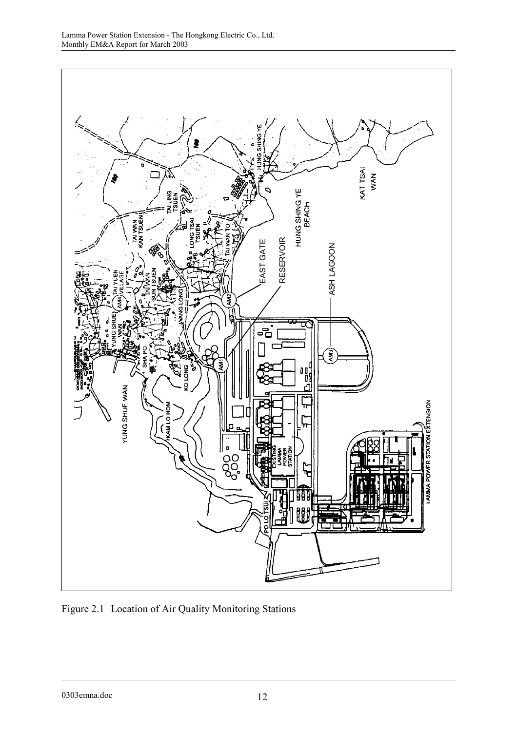Figure 2.1 Location of Air Quality Monitoring Stations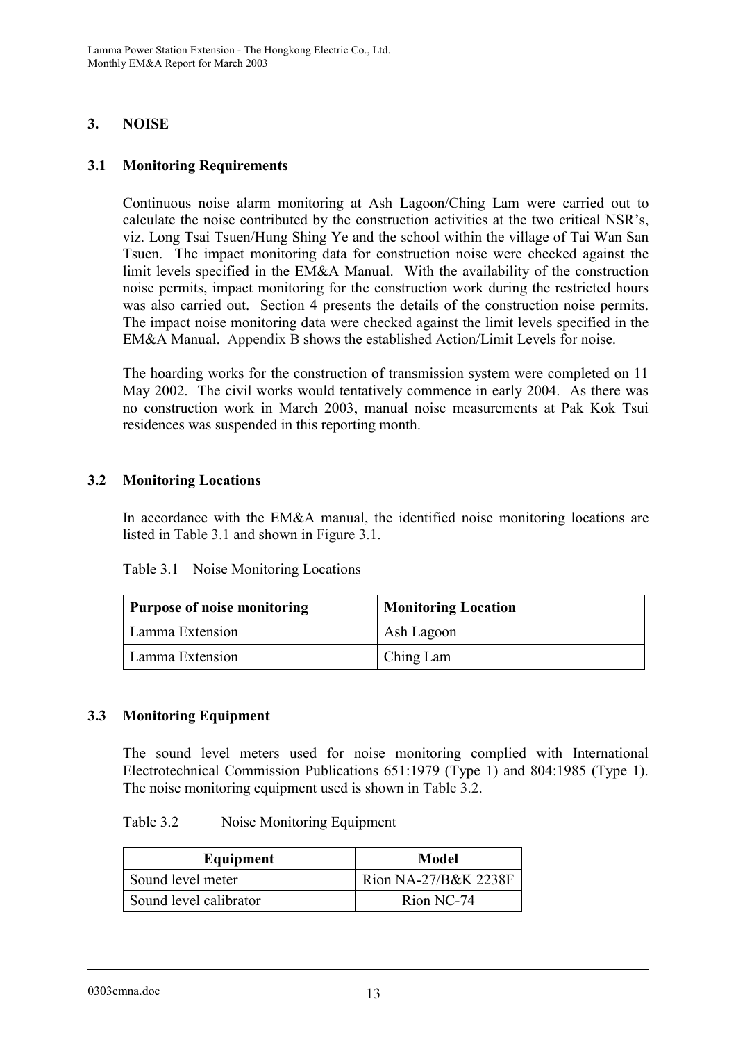## 3. NOISE

### 3.1 Monitoring Requirements

Continuous noise alarm monitoring at Ash Lagoon/Ching Lam were carried out to calculate the noise contributed by the construction activities at the two critical NSR's, viz. Long Tsai Tsuen/Hung Shing Ye and the school within the village of Tai Wan San Tsuen. The impact monitoring data for construction noise were checked against the limit levels specified in the EM&A Manual. With the availability of the construction noise permits, impact monitoring for the construction work during the restricted hours was also carried out. Section 4 presents the details of the construction noise permits. The impact noise monitoring data were checked against the limit levels specified in the EM&A Manual. Appendix B shows the established Action/Limit Levels for noise.

The hoarding works for the construction of transmission system were completed on 11 May 2002. The civil works would tentatively commence in early 2004. As there was no construction work in March 2003, manual noise measurements at Pak Kok Tsui residences was suspended in this reporting month.

### 3.2 Monitoring Locations

In accordance with the EM&A manual, the identified noise monitoring locations are listed in Table 3.1 and shown in Figure 3.1.

Table 3.1 Noise Monitoring Locations

| Purpose of noise monitoring | Monitoring Location |
|---|---|
| Lamma Extension | Ash Lagoon |
| Lamma Extension | Ching Lam |

### 3.3 Monitoring Equipment

The sound level meters used for noise monitoring complied with International Electrotechnical Commission Publications 651:1979 (Type 1) and 804:1985 (Type 1). The noise monitoring equipment used is shown in Table 3.2.

Table 3.2 Noise Monitoring Equipment

| Equipment | Model |
|---|---|
| Sound level meter | Rion NA-27/B&K 2238F |
| Sound level calibrator | Rion NC-74 |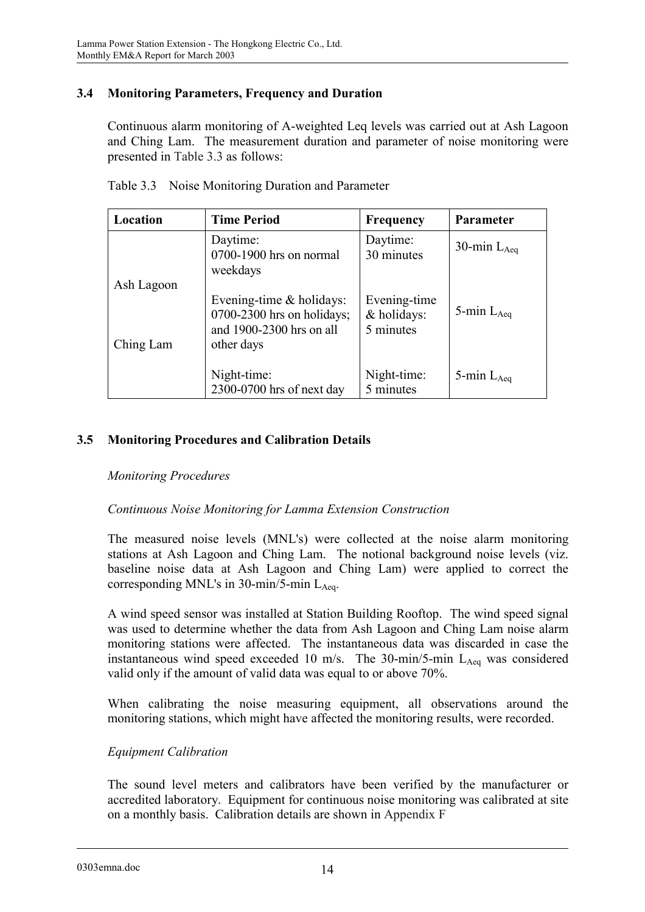### 3.4 Monitoring Parameters, Frequency and Duration

Continuous alarm monitoring of A-weighted Leq levels was carried out at Ash Lagoon and Ching Lam. The measurement duration and parameter of noise monitoring were presented in Table 3.3 as follows:

Table 3.3 Noise Monitoring Duration and Parameter

| Location | Time Period | Frequency | Parameter |
|---|---|---|---|
| Ash Lagoon<br><br>Ching Lam | Daytime:<br>0700-1900 hrs on normal weekdays | Daytime:<br>30 minutes | 30-min $L_{Aeq}$ |
| | Evening-time & holidays:<br>0700-2300 hrs on holidays; and 1900-2300 hrs on all other days | Evening-time & holidays:<br>5 minutes | 5-min $L_{Aeq}$ |
| | Night-time:<br>2300-0700 hrs of next day | Night-time:<br>5 minutes | 5-min $L_{Aeq}$ |

### 3.5 Monitoring Procedures and Calibration Details

*Monitoring Procedures*

*Continuous Noise Monitoring for Lamma Extension Construction*

The measured noise levels (MNL's) were collected at the noise alarm monitoring stations at Ash Lagoon and Ching Lam. The notional background noise levels (viz. baseline noise data at Ash Lagoon and Ching Lam) were applied to correct the corresponding MNL's in 30-min/5-min $L_{Aeq}$.

A wind speed sensor was installed at Station Building Rooftop. The wind speed signal was used to determine whether the data from Ash Lagoon and Ching Lam noise alarm monitoring stations were affected. The instantaneous data was discarded in case the instantaneous wind speed exceeded 10 m/s. The 30-min/5-min $L_{Aeq}$ was considered valid only if the amount of valid data was equal to or above 70%.

When calibrating the noise measuring equipment, all observations around the monitoring stations, which might have affected the monitoring results, were recorded.

*Equipment Calibration*

The sound level meters and calibrators have been verified by the manufacturer or accredited laboratory. Equipment for continuous noise monitoring was calibrated at site on a monthly basis. Calibration details are shown in Appendix F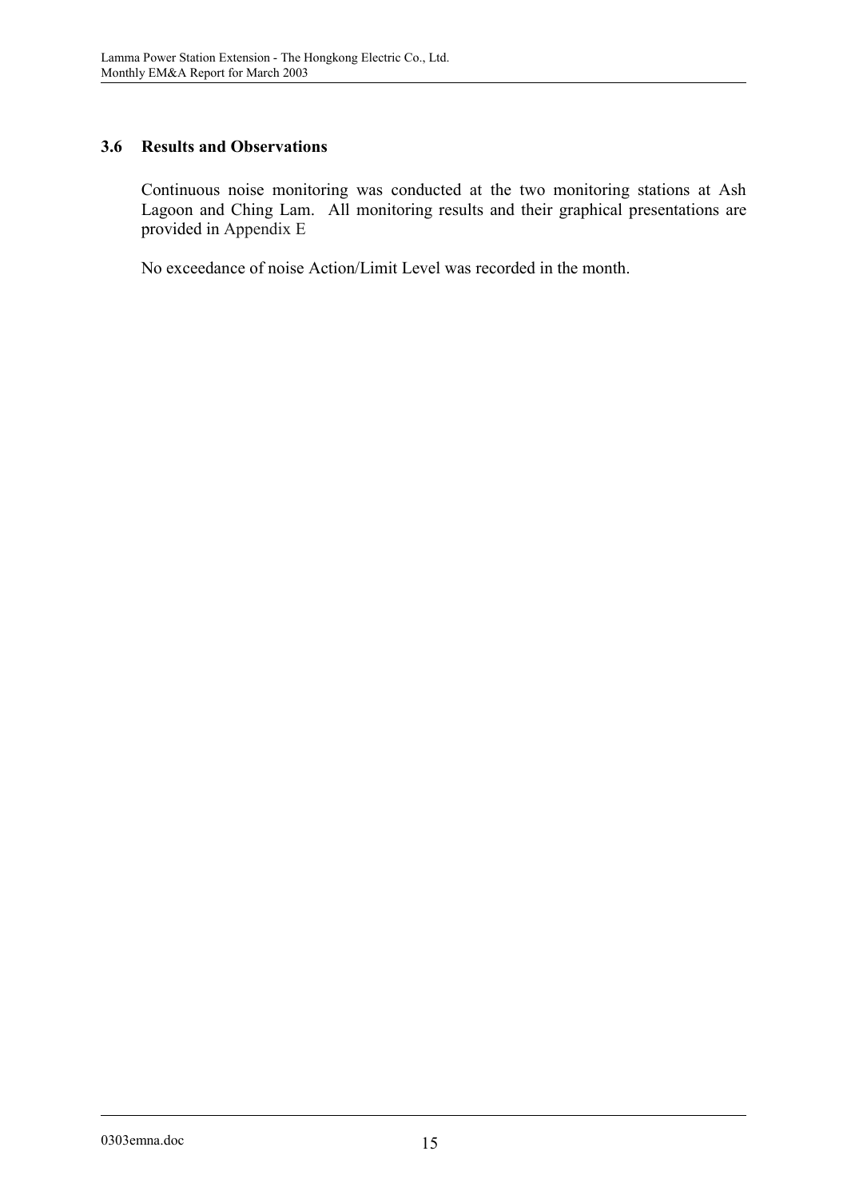### 3.6 Results and Observations

Continuous noise monitoring was conducted at the two monitoring stations at Ash Lagoon and Ching Lam. All monitoring results and their graphical presentations are provided in Appendix E

No exceedance of noise Action/Limit Level was recorded in the month.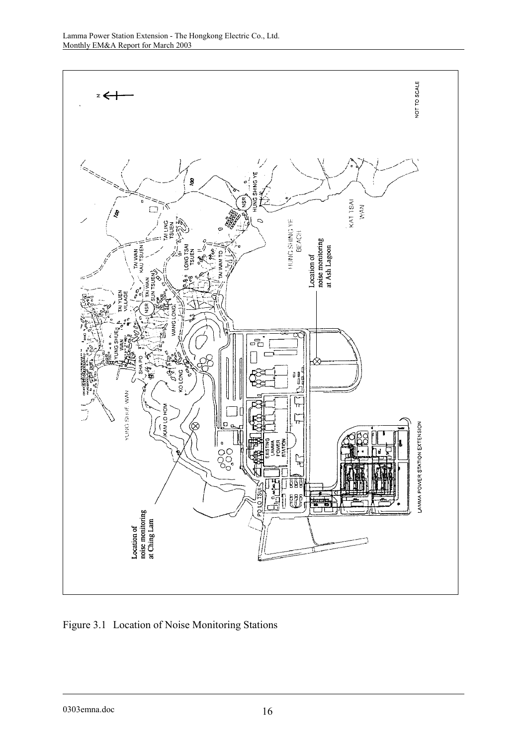Figure 3.1 Location of Noise Monitoring Stations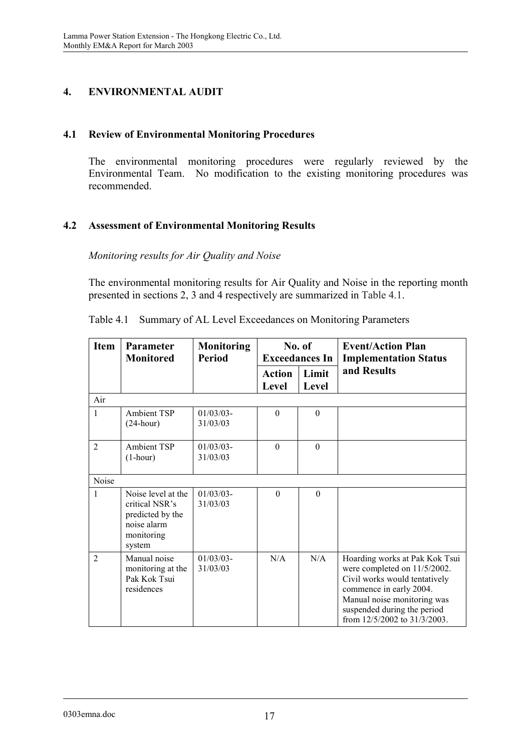## 4. ENVIRONMENTAL AUDIT

### 4.1 Review of Environmental Monitoring Procedures

The environmental monitoring procedures were regularly reviewed by the Environmental Team. No modification to the existing monitoring procedures was recommended.

### 4.2 Assessment of Environmental Monitoring Results

*Monitoring results for Air Quality and Noise*

The environmental monitoring results for Air Quality and Noise in the reporting month presented in sections 2, 3 and 4 respectively are summarized in Table 4.1.

Table 4.1 Summary of AL Level Exceedances on Monitoring Parameters

| Item | Parameter Monitored | Monitoring Period | No. of Exceedances In | | Event/Action Plan Implementation Status and Results |
|---|---|---|---|---|---|
| | | | Action Level | Limit Level | |
| Air | | | | | |
| 1 | Ambient TSP (24-hour) | 01/03/03-31/03/03 | 0 | 0 | |
| 2 | Ambient TSP (1-hour) | 01/03/03-31/03/03 | 0 | 0 | |
| Noise | | | | | |
| 1 | Noise level at the critical NSR's predicted by the noise alarm monitoring system | 01/03/03-31/03/03 | 0 | 0 | |
| 2 | Manual noise monitoring at the Pak Kok Tsui residences | 01/03/03-31/03/03 | N/A | N/A | Hoarding works at Pak Kok Tsui were completed on 11/5/2002. Civil works would tentatively commence in early 2004. Manual noise monitoring was suspended during the period from 12/5/2002 to 31/3/2003. |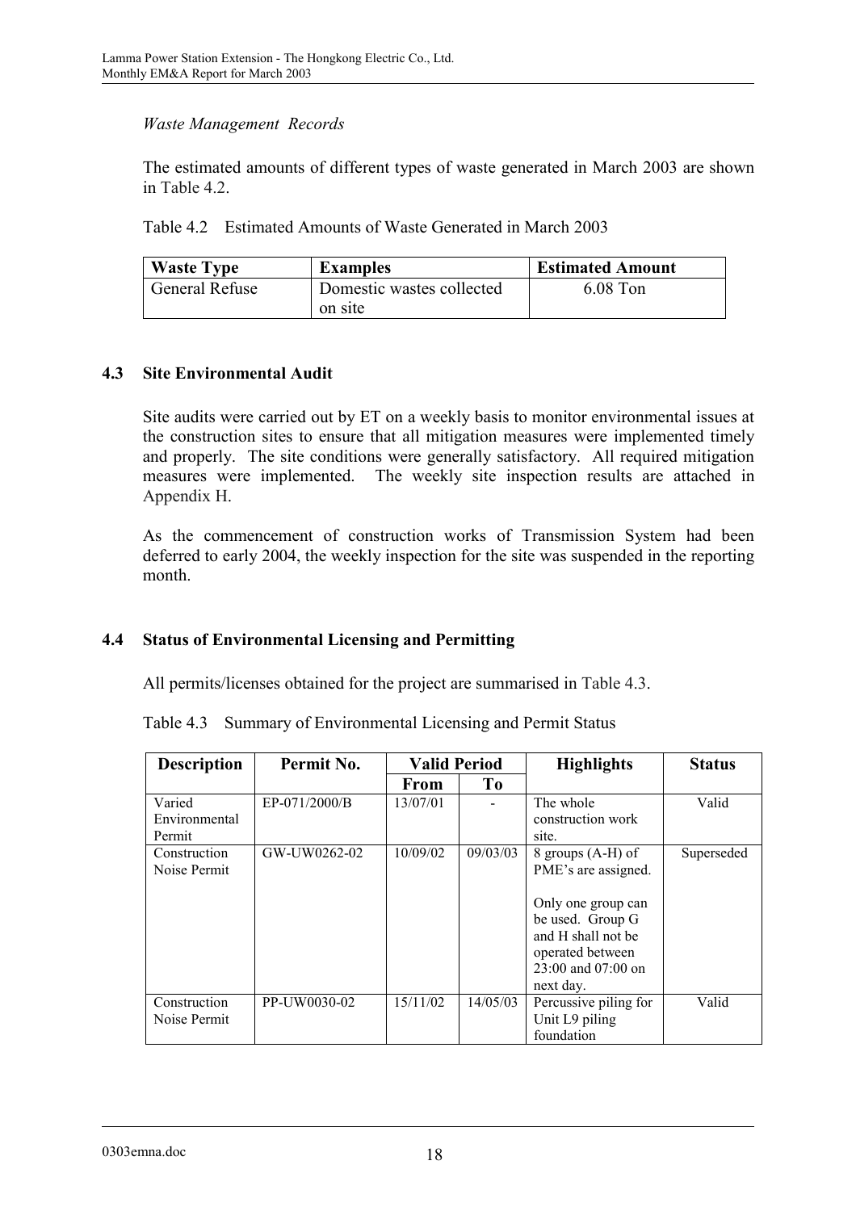*Waste Management Records*

The estimated amounts of different types of waste generated in March 2003 are shown in Table 4.2.

Table 4.2 Estimated Amounts of Waste Generated in March 2003

| Waste Type | Examples | Estimated Amount |
|---|---|---|
| General Refuse | Domestic wastes collected on site | 6.08 Ton |

## 4.3 Site Environmental Audit

Site audits were carried out by ET on a weekly basis to monitor environmental issues at the construction sites to ensure that all mitigation measures were implemented timely and properly. The site conditions were generally satisfactory. All required mitigation measures were implemented. The weekly site inspection results are attached in Appendix H.

As the commencement of construction works of Transmission System had been deferred to early 2004, the weekly inspection for the site was suspended in the reporting month.

## 4.4 Status of Environmental Licensing and Permitting

All permits/licenses obtained for the project are summarised in Table 4.3.

Table 4.3 Summary of Environmental Licensing and Permit Status

| Description | Permit No. | Valid Period | | Highlights | Status |
|---|---|---|---|---|---|
| | | From | To | | |
| Varied Environmental Permit | EP-071/2000/B | 13/07/01 | - | The whole construction work site. | Valid |
| Construction Noise Permit | GW-UW0262-02 | 10/09/02 | 09/03/03 | 8 groups (A-H) of PME's are assigned.<br><br>Only one group can be used. Group G and H shall not be operated between 23:00 and 07:00 on next day. | Superseded |
| Construction Noise Permit | PP-UW0030-02 | 15/11/02 | 14/05/03 | Percussive piling for Unit L9 piling foundation | Valid |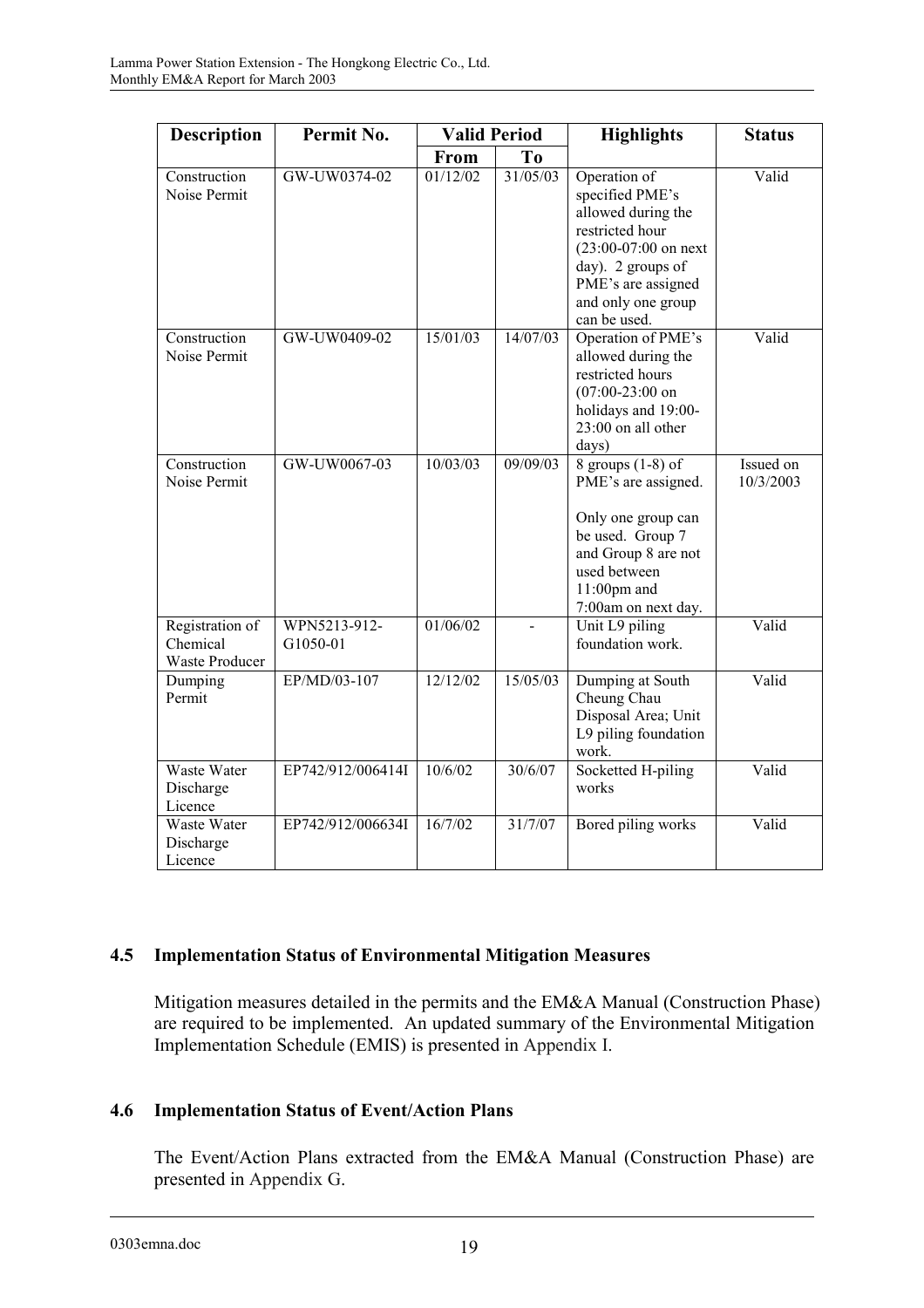| Description | Permit No. | Valid Period | | Highlights | Status |
|---|---|---|---|---|---|
| | | From | To | | |
| Construction Noise Permit | GW-UW0374-02 | 01/12/02 | 31/05/03 | Operation of specified PME's allowed during the restricted hour (23:00-07:00 on next day). 2 groups of PME's are assigned and only one group can be used. | Valid |
| Construction Noise Permit | GW-UW0409-02 | 15/01/03 | 14/07/03 | Operation of PME's allowed during the restricted hours (07:00-23:00 on holidays and 19:00-23:00 on all other days) | Valid |
| Construction Noise Permit | GW-UW0067-03 | 10/03/03 | 09/09/03 | 8 groups (1-8) of PME's are assigned.<br><br>Only one group can be used. Group 7 and Group 8 are not used between 11:00pm and 7:00am on next day. | Issued on 10/3/2003 |
| Registration of Chemical Waste Producer | WPN5213-912-G1050-01 | 01/06/02 | - | Unit L9 piling foundation work. | Valid |
| Dumping Permit | EP/MD/03-107 | 12/12/02 | 15/05/03 | Dumping at South Cheung Chau Disposal Area; Unit L9 piling foundation work. | Valid |
| Waste Water Discharge Licence | EP742/912/006414I | 10/6/02 | 30/6/07 | Socketted H-piling works | Valid |
| Waste Water Discharge Licence | EP742/912/006634I | 16/7/02 | 31/7/07 | Bored piling works | Valid |

### 4.5 Implementation Status of Environmental Mitigation Measures

Mitigation measures detailed in the permits and the EM&A Manual (Construction Phase) are required to be implemented. An updated summary of the Environmental Mitigation Implementation Schedule (EMIS) is presented in Appendix I.

### 4.6 Implementation Status of Event/Action Plans

The Event/Action Plans extracted from the EM&A Manual (Construction Phase) are presented in Appendix G.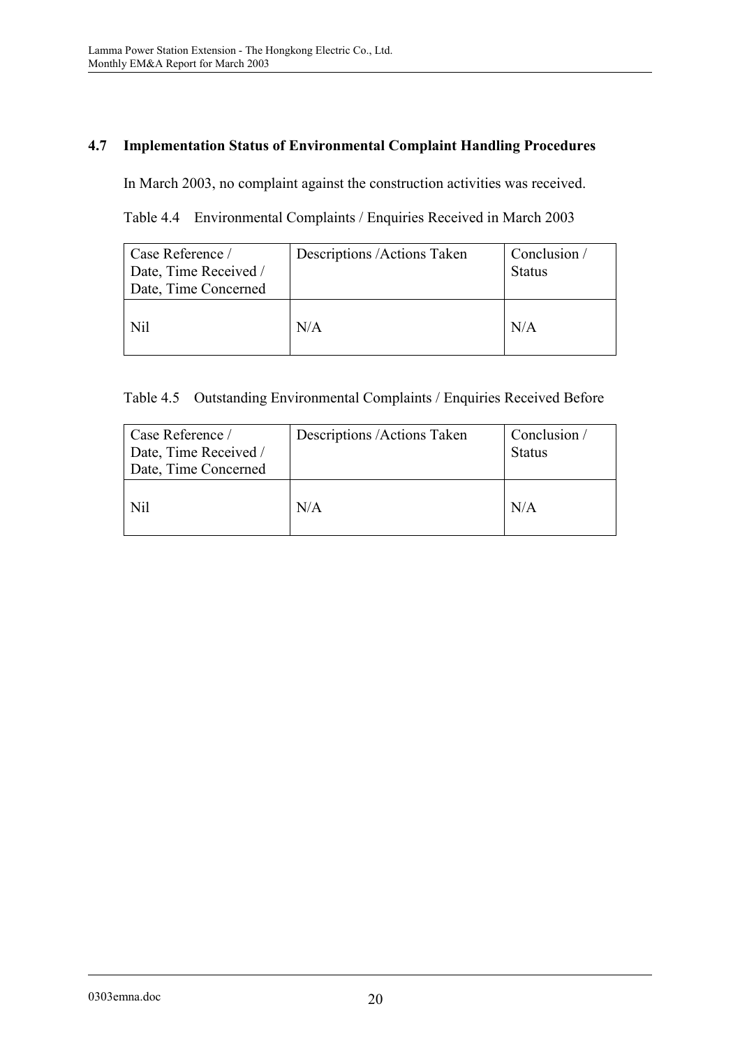### 4.7 Implementation Status of Environmental Complaint Handling Procedures

In March 2003, no complaint against the construction activities was received.

Table 4.4 Environmental Complaints / Enquiries Received in March 2003

| Case Reference / Date, Time Received / Date, Time Concerned | Descriptions /Actions Taken | Conclusion / Status |
|---|---|---|
| Nil | N/A | N/A |

Table 4.5 Outstanding Environmental Complaints / Enquiries Received Before

| Case Reference / Date, Time Received / Date, Time Concerned | Descriptions /Actions Taken | Conclusion / Status |
|---|---|---|
| Nil | N/A | N/A |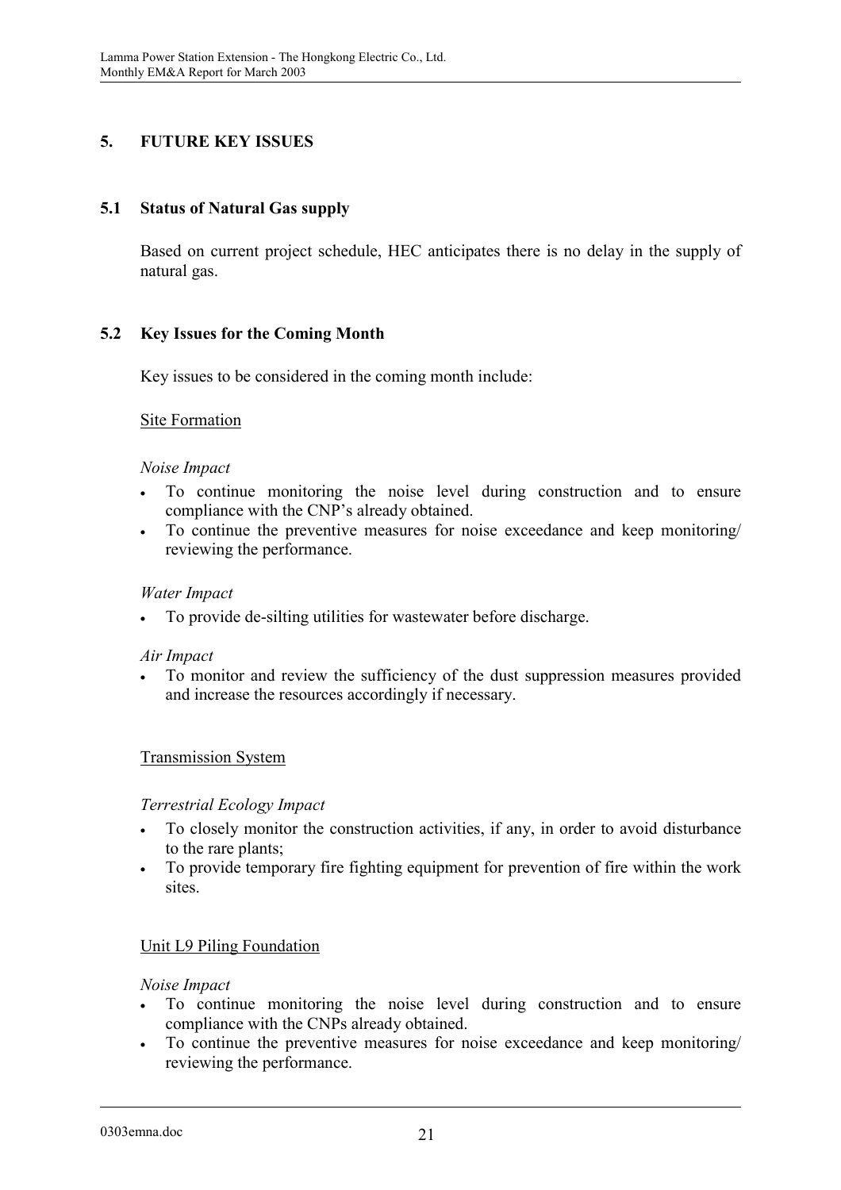## 5. FUTURE KEY ISSUES

### 5.1 Status of Natural Gas supply

Based on current project schedule, HEC anticipates there is no delay in the supply of natural gas.

### 5.2 Key Issues for the Coming Month

Key issues to be considered in the coming month include:

<u>Site Formation</u>

*Noise Impact*

- To continue monitoring the noise level during construction and to ensure compliance with the CNP's already obtained.
- To continue the preventive measures for noise exceedance and keep monitoring/ reviewing the performance.

*Water Impact*

- To provide de-silting utilities for wastewater before discharge.

*Air Impact*

- To monitor and review the sufficiency of the dust suppression measures provided and increase the resources accordingly if necessary.

<u>Transmission System</u>

*Terrestrial Ecology Impact*

- To closely monitor the construction activities, if any, in order to avoid disturbance to the rare plants;
- To provide temporary fire fighting equipment for prevention of fire within the work sites.

<u>Unit L9 Piling Foundation</u>

*Noise Impact*

- To continue monitoring the noise level during construction and to ensure compliance with the CNPs already obtained.
- To continue the preventive measures for noise exceedance and keep monitoring/ reviewing the performance.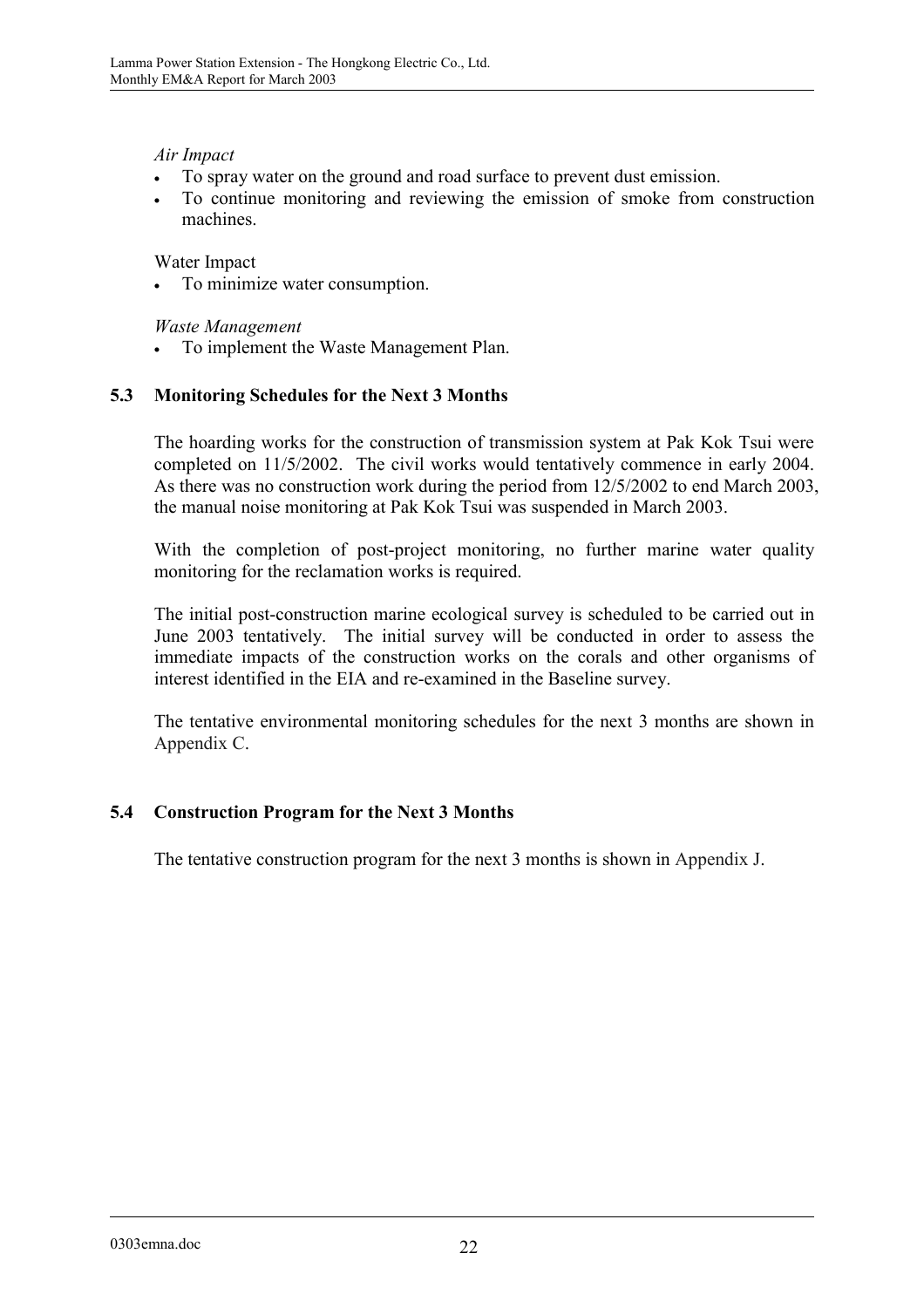*Air Impact*

- To spray water on the ground and road surface to prevent dust emission.
- To continue monitoring and reviewing the emission of smoke from construction machines.

Water Impact

- To minimize water consumption.

*Waste Management*

- To implement the Waste Management Plan.

### 5.3 Monitoring Schedules for the Next 3 Months

The hoarding works for the construction of transmission system at Pak Kok Tsui were completed on 11/5/2002. The civil works would tentatively commence in early 2004. As there was no construction work during the period from 12/5/2002 to end March 2003, the manual noise monitoring at Pak Kok Tsui was suspended in March 2003.

With the completion of post-project monitoring, no further marine water quality monitoring for the reclamation works is required.

The initial post-construction marine ecological survey is scheduled to be carried out in June 2003 tentatively. The initial survey will be conducted in order to assess the immediate impacts of the construction works on the corals and other organisms of interest identified in the EIA and re-examined in the Baseline survey.

The tentative environmental monitoring schedules for the next 3 months are shown in Appendix C.

### 5.4 Construction Program for the Next 3 Months

The tentative construction program for the next 3 months is shown in Appendix J.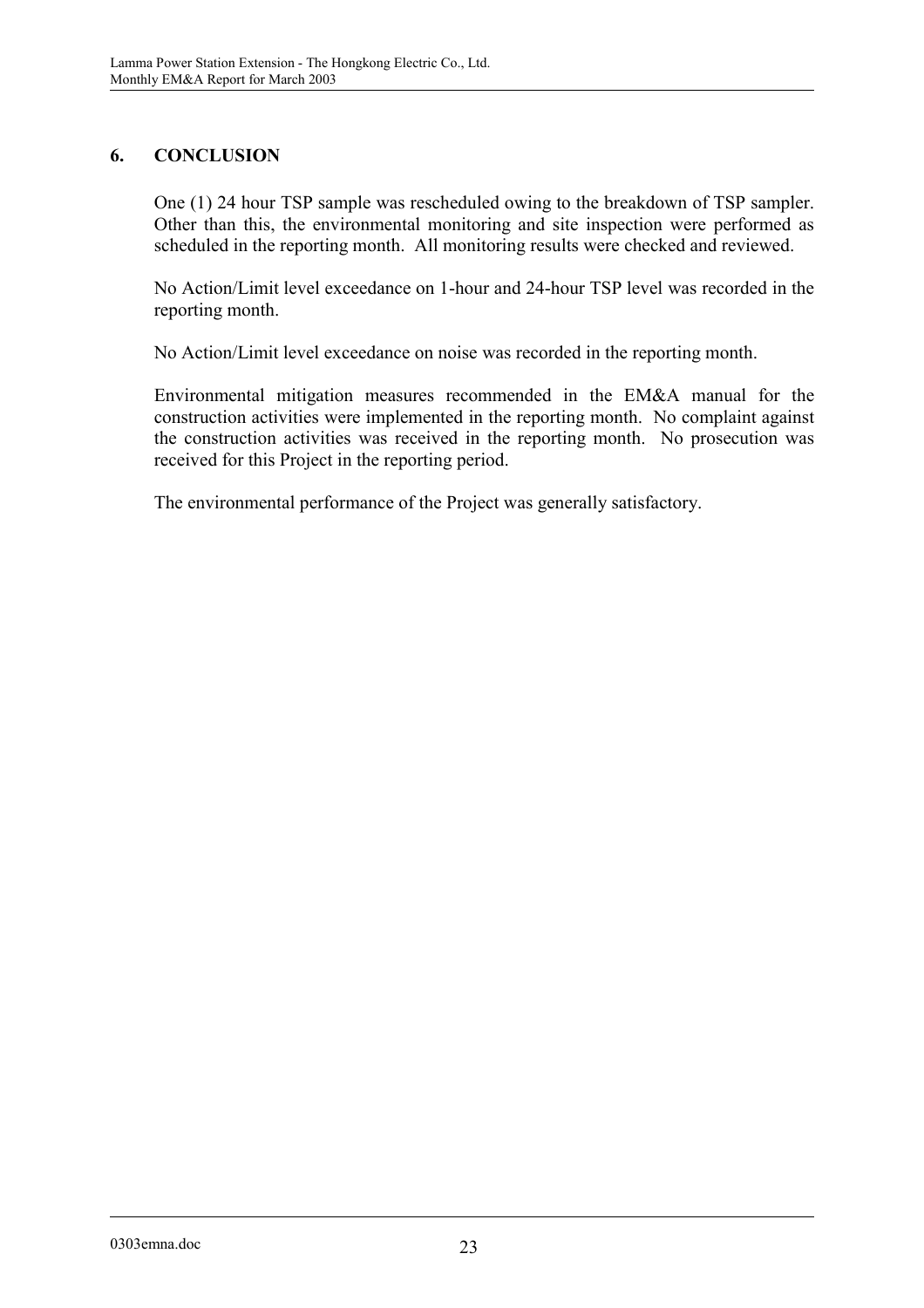## 6. CONCLUSION

One (1) 24 hour TSP sample was rescheduled owing to the breakdown of TSP sampler. Other than this, the environmental monitoring and site inspection were performed as scheduled in the reporting month. All monitoring results were checked and reviewed.

No Action/Limit level exceedance on 1-hour and 24-hour TSP level was recorded in the reporting month.

No Action/Limit level exceedance on noise was recorded in the reporting month.

Environmental mitigation measures recommended in the EM&A manual for the construction activities were implemented in the reporting month. No complaint against the construction activities was received in the reporting month. No prosecution was received for this Project in the reporting period.

The environmental performance of the Project was generally satisfactory.